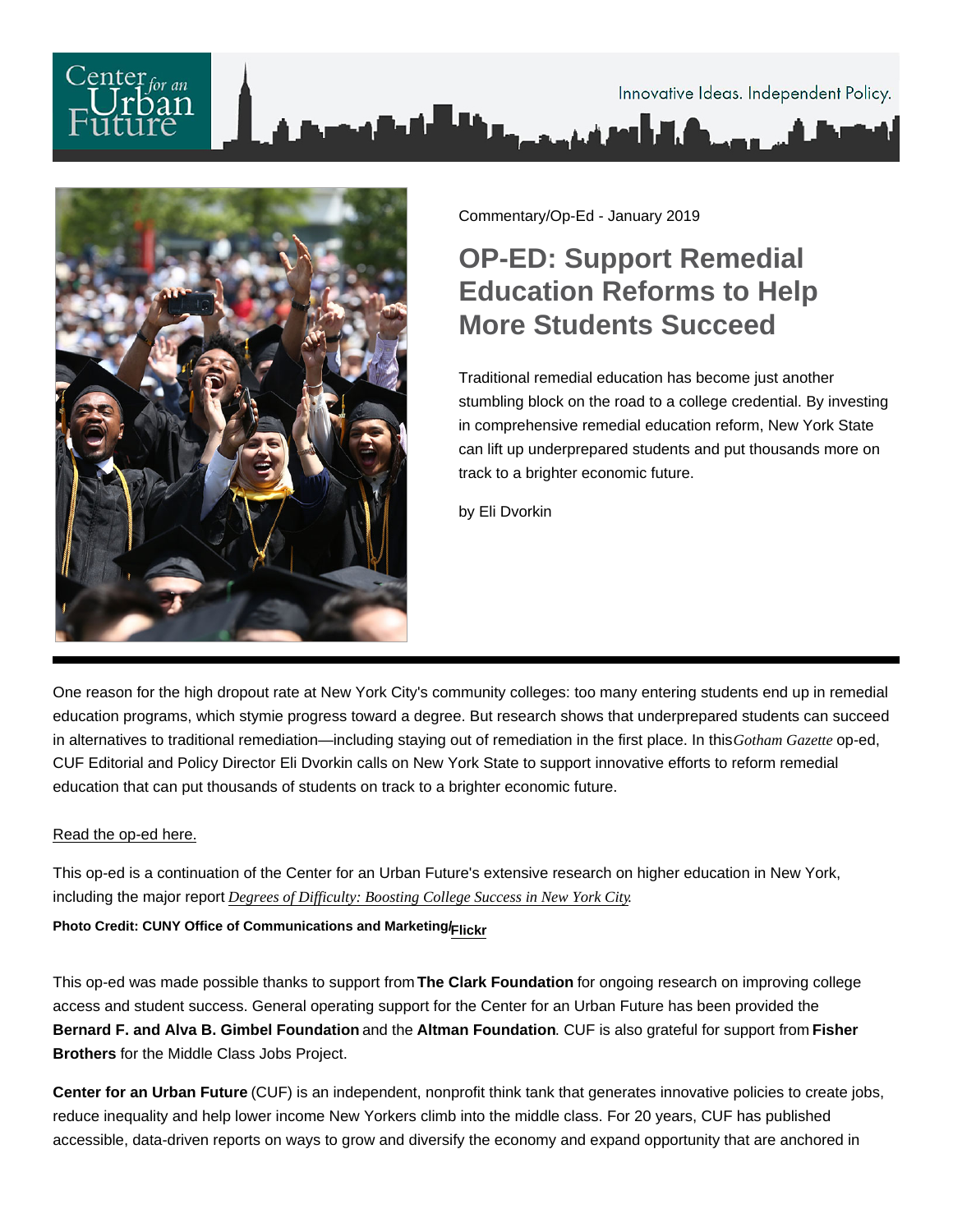Commentary/Op-Ed - January 2019

# OP-ED: Support Remedial Education Reforms to Help More Students Succeed

Traditional remedial education has become just another stumbling block on the road to a college credential. By investing in comprehensive remedial education reform, New York State can lift up underprepared students and put thousands more on track to a brighter economic future.

by Eli Dvorkin

One reason for the high dropout rate at New York City's community colleges: too many entering students end up in remedial education programs, which stymie progress toward a degree. But research shows that underprepared students can succeed in alternatives to traditional remediation—including staying out of remediation in the first place. In this *Gotham Gazette* op-ed, CUF Editorial and Policy Director Eli Dvorkin calls on New York State to support innovative efforts to reform remedial education that can put thousands of students on track to a brighter economic future.

Read the op-ed here.

This op-ed is a continuation of the Center for an Urban Future's extensive research on higher education in New York, including the major report *Degrees of Difficulty: Boosting College Success in New York City*.

**Photo Credit: CUNY Office of Communications and Marketing/Flickr**

This op-ed was made possible thanks to support from **The Clark Foundation** for ongoing research on improving college access and student success. General operating support for the Center for an Urban Future has been provided the **Bernard F. and Alva B. Gimbel Foundation** and the **Altman Foundation**. CUF is also grateful for support from **Fisher Brothers** for the Middle Class Jobs Project.

**Center for an Urban Future** (CUF) is an independent, nonprofit think tank that generates innovative policies to create jobs, reduce inequality and help lower income New Yorkers climb into the middle class. For 20 years, CUF has published accessible, data-driven reports on ways to grow and diversify the economy and expand opportunity that are anchored in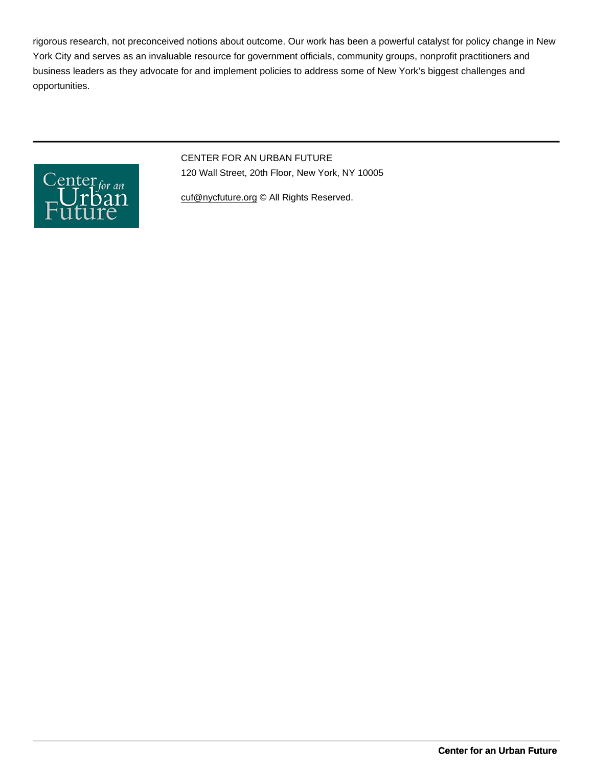rigorous research, not preconceived notions about outcome. Our work has been a powerful catalyst for policy change in New York City and serves as an invaluable resource for government officials, community groups, nonprofit practitioners and business leaders as they advocate for and implement policies to address some of New York's biggest challenges and opportunities.

---

CENTER FOR AN URBAN FUTURE
120 Wall Street, 20th Floor, New York, NY 10005

cuf@nycfuture.org © All Rights Reserved.